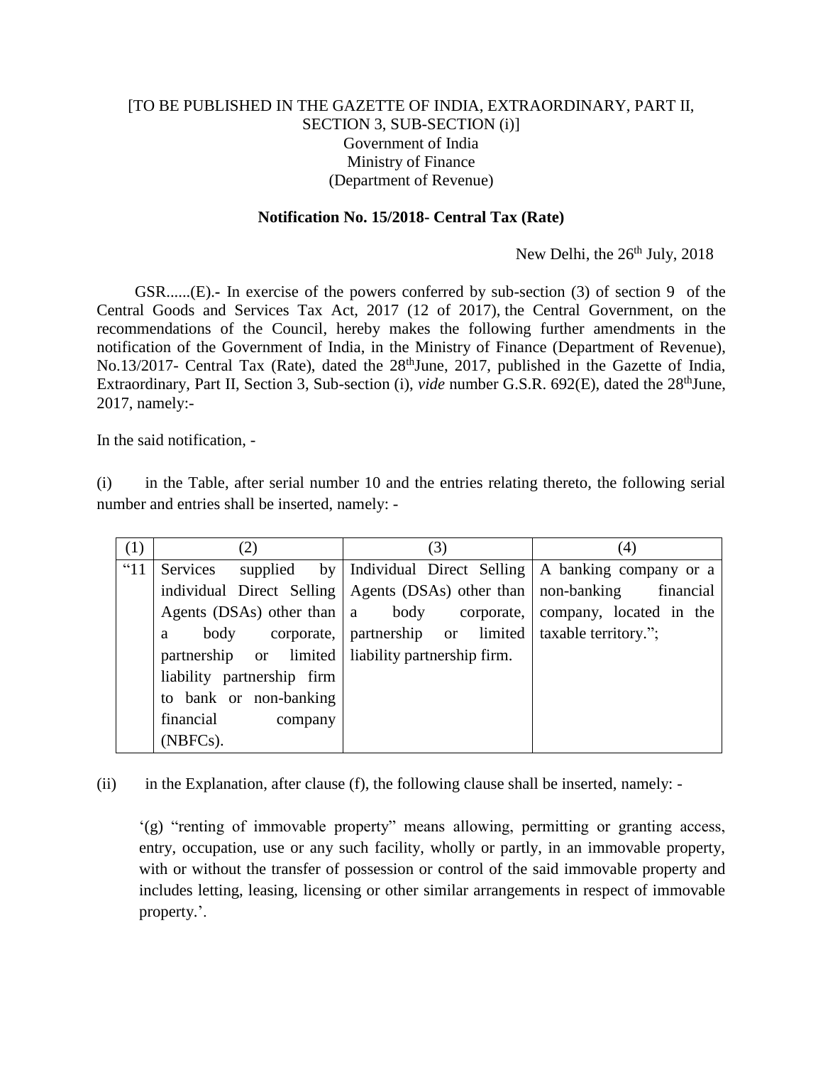[TO BE PUBLISHED IN THE GAZETTE OF INDIA, EXTRAORDINARY, PART II, SECTION 3, SUB-SECTION (i)]
Government of India
Ministry of Finance
(Department of Revenue)

**Notification No. 15/2018- Central Tax (Rate)**

New Delhi, the 26th July, 2018

GSR......(E).- In exercise of the powers conferred by sub-section (3) of section 9 of the Central Goods and Services Tax Act, 2017 (12 of 2017), the Central Government, on the recommendations of the Council, hereby makes the following further amendments in the notification of the Government of India, in the Ministry of Finance (Department of Revenue), No.13/2017- Central Tax (Rate), dated the 28thJune, 2017, published in the Gazette of India, Extraordinary, Part II, Section 3, Sub-section (i), *vide* number G.S.R. 692(E), dated the 28thJune, 2017, namely:-

In the said notification, -

(i) in the Table, after serial number 10 and the entries relating thereto, the following serial number and entries shall be inserted, namely: -

| (1) | (2) | (3) | (4) |
|---|---|---|---|
| "11 | Services supplied by individual Direct Selling Agents (DSAs) other than a body corporate, partnership or limited liability partnership firm to bank or non-banking financial company (NBFCs). | Individual Direct Selling Agents (DSAs) other than a body corporate, partnership or limited liability partnership firm. | A banking company or a non-banking financial company, located in the taxable territory."; |

(ii) in the Explanation, after clause (f), the following clause shall be inserted, namely: -

'(g) "renting of immovable property" means allowing, permitting or granting access, entry, occupation, use or any such facility, wholly or partly, in an immovable property, with or without the transfer of possession or control of the said immovable property and includes letting, leasing, licensing or other similar arrangements in respect of immovable property.'.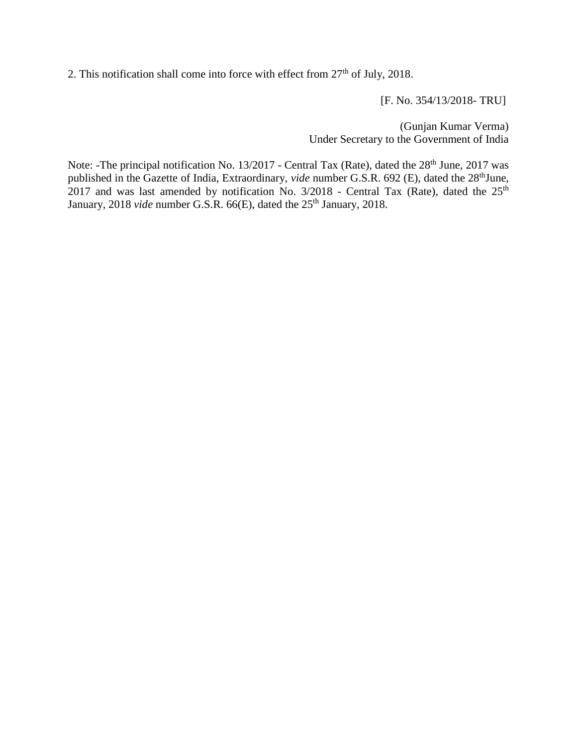2. This notification shall come into force with effect from 27th of July, 2018.

[F. No. 354/13/2018- TRU]

(Gunjan Kumar Verma)
Under Secretary to the Government of India

Note: -The principal notification No. 13/2017 - Central Tax (Rate), dated the 28th June, 2017 was published in the Gazette of India, Extraordinary, *vide* number G.S.R. 692 (E), dated the 28th June, 2017 and was last amended by notification No. 3/2018 - Central Tax (Rate), dated the 25th January, 2018 *vide* number G.S.R. 66(E), dated the 25th January, 2018.